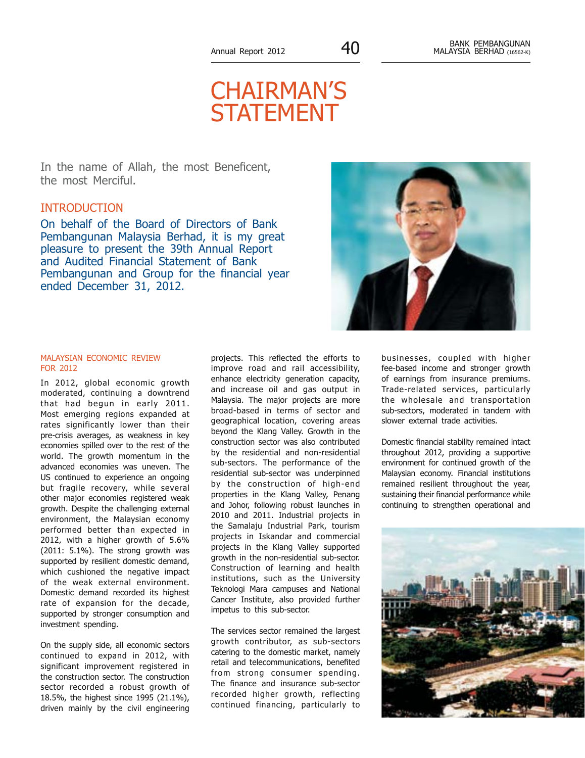# CHAIRMAN'S STATEMENT

In the name of Allah, the most Beneficent, the most Merciful.

## INTRODUCTION

On behalf of the Board of Directors of Bank Pembangunan Malaysia Berhad, it is my great pleasure to present the 39th Annual Report and Audited Financial Statement of Bank Pembangunan and Group for the financial year ended December 31, 2012.

### MALAYSIAN ECONOMIC REVIEW FOR 2012

In 2012, global economic growth moderated, continuing a downtrend that had begun in early 2011. Most emerging regions expanded at rates significantly lower than their pre-crisis averages, as weakness in key economies spilled over to the rest of the world. The growth momentum in the advanced economies was uneven. The US continued to experience an ongoing but fragile recovery, while several other major economies registered weak growth. Despite the challenging external environment, the Malaysian economy performed better than expected in 2012, with a higher growth of 5.6% (2011: 5.1%). The strong growth was supported by resilient domestic demand, which cushioned the negative impact of the weak external environment. Domestic demand recorded its highest rate of expansion for the decade, supported by stronger consumption and investment spending.

On the supply side, all economic sectors continued to expand in 2012, with significant improvement registered in the construction sector. The construction sector recorded a robust growth of 18.5%, the highest since 1995 (21.1%), driven mainly by the civil engineering projects. This reflected the efforts to improve road and rail accessibility, enhance electricity generation capacity, and increase oil and gas output in Malaysia. The major projects are more broad-based in terms of sector and geographical location, covering areas beyond the Klang Valley. Growth in the construction sector was also contributed by the residential and non-residential sub-sectors. The performance of the residential sub-sector was underpinned by the construction of high-end properties in the Klang Valley, Penang and Johor, following robust launches in 2010 and 2011. Industrial projects in the Samalaju Industrial Park, tourism projects in Iskandar and commercial projects in the Klang Valley supported growth in the non-residential sub-sector. Construction of learning and health institutions, such as the University Teknologi Mara campuses and National Cancer Institute, also provided further impetus to this sub-sector.

The services sector remained the largest growth contributor, as sub-sectors catering to the domestic market, namely retail and telecommunications, benefited from strong consumer spending. The finance and insurance sub-sector recorded higher growth, reflecting continued financing, particularly to businesses, coupled with higher fee-based income and stronger growth of earnings from insurance premiums. Trade-related services, particularly the wholesale and transportation sub-sectors, moderated in tandem with slower external trade activities.

Domestic financial stability remained intact throughout 2012, providing a supportive environment for continued growth of the Malaysian economy. Financial institutions remained resilient throughout the year, sustaining their financial performance while continuing to strengthen operational and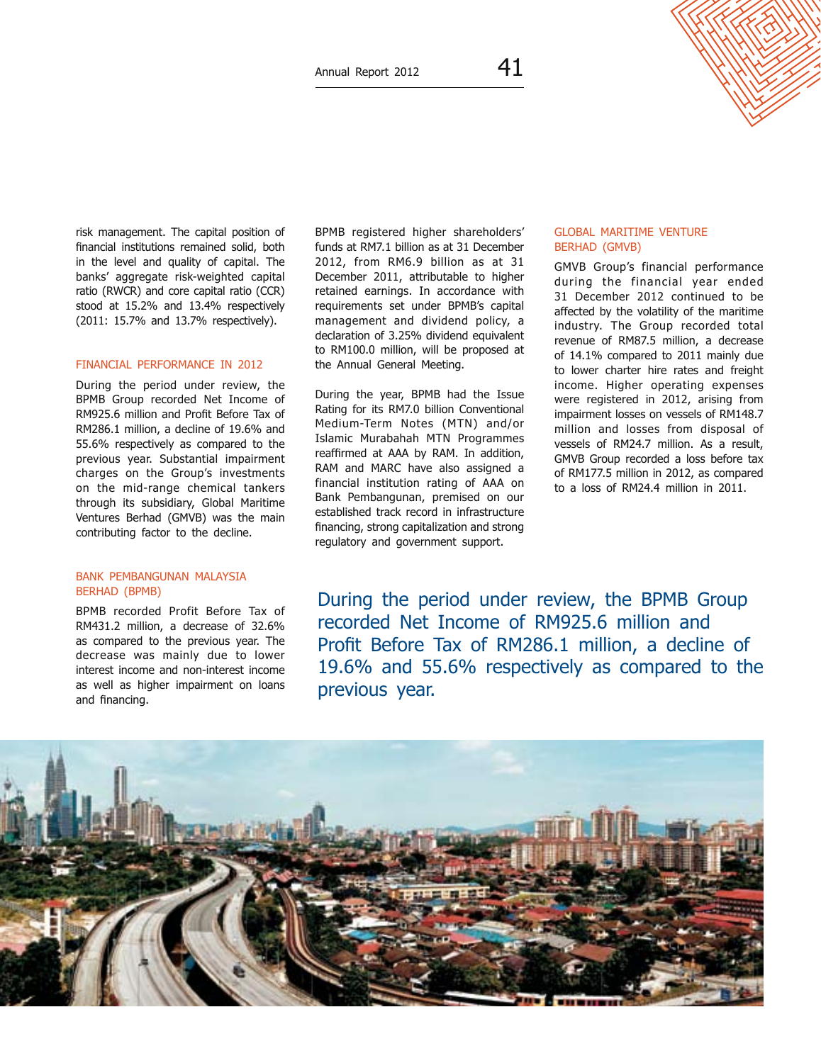risk management. The capital position of financial institutions remained solid, both in the level and quality of capital. The banks' aggregate risk-weighted capital ratio (RWCR) and core capital ratio (CCR) stood at 15.2% and 13.4% respectively (2011: 15.7% and 13.7% respectively).

## FINANCIAL PERFORMANCE IN 2012

During the period under review, the BPMB Group recorded Net Income of RM925.6 million and Profit Before Tax of RM286.1 million, a decline of 19.6% and 55.6% respectively as compared to the previous year. Substantial impairment charges on the Group's investments on the mid-range chemical tankers through its subsidiary, Global Maritime Ventures Berhad (GMVB) was the main contributing factor to the decline.

## BANK PEMBANGUNAN MALAYSIA BERHAD (BPMB)

BPMB recorded Profit Before Tax of RM431.2 million, a decrease of 32.6% as compared to the previous year. The decrease was mainly due to lower interest income and non-interest income as well as higher impairment on loans and financing.

BPMB registered higher shareholders' funds at RM7.1 billion as at 31 December 2012, from RM6.9 billion as at 31 December 2011, attributable to higher retained earnings. In accordance with requirements set under BPMB's capital management and dividend policy, a declaration of 3.25% dividend equivalent to RM100.0 million, will be proposed at the Annual General Meeting.

During the year, BPMB had the Issue Rating for its RM7.0 billion Conventional Medium-Term Notes (MTN) and/or Islamic Murabahah MTN Programmes reaffirmed at AAA by RAM. In addition, RAM and MARC have also assigned a financial institution rating of AAA on Bank Pembangunan, premised on our established track record in infrastructure financing, strong capitalization and strong regulatory and government support.

## GLOBAL MARITIME VENTURE BERHAD (GMVB)

GMVB Group's financial performance during the financial year ended 31 December 2012 continued to be affected by the volatility of the maritime industry. The Group recorded total revenue of RM87.5 million, a decrease of 14.1% compared to 2011 mainly due to lower charter hire rates and freight income. Higher operating expenses were registered in 2012, arising from impairment losses on vessels of RM148.7 million and losses from disposal of vessels of RM24.7 million. As a result, GMVB Group recorded a loss before tax of RM177.5 million in 2012, as compared to a loss of RM24.4 million in 2011.

> During the period under review, the BPMB Group recorded Net Income of RM925.6 million and Profit Before Tax of RM286.1 million, a decline of 19.6% and 55.6% respectively as compared to the previous year.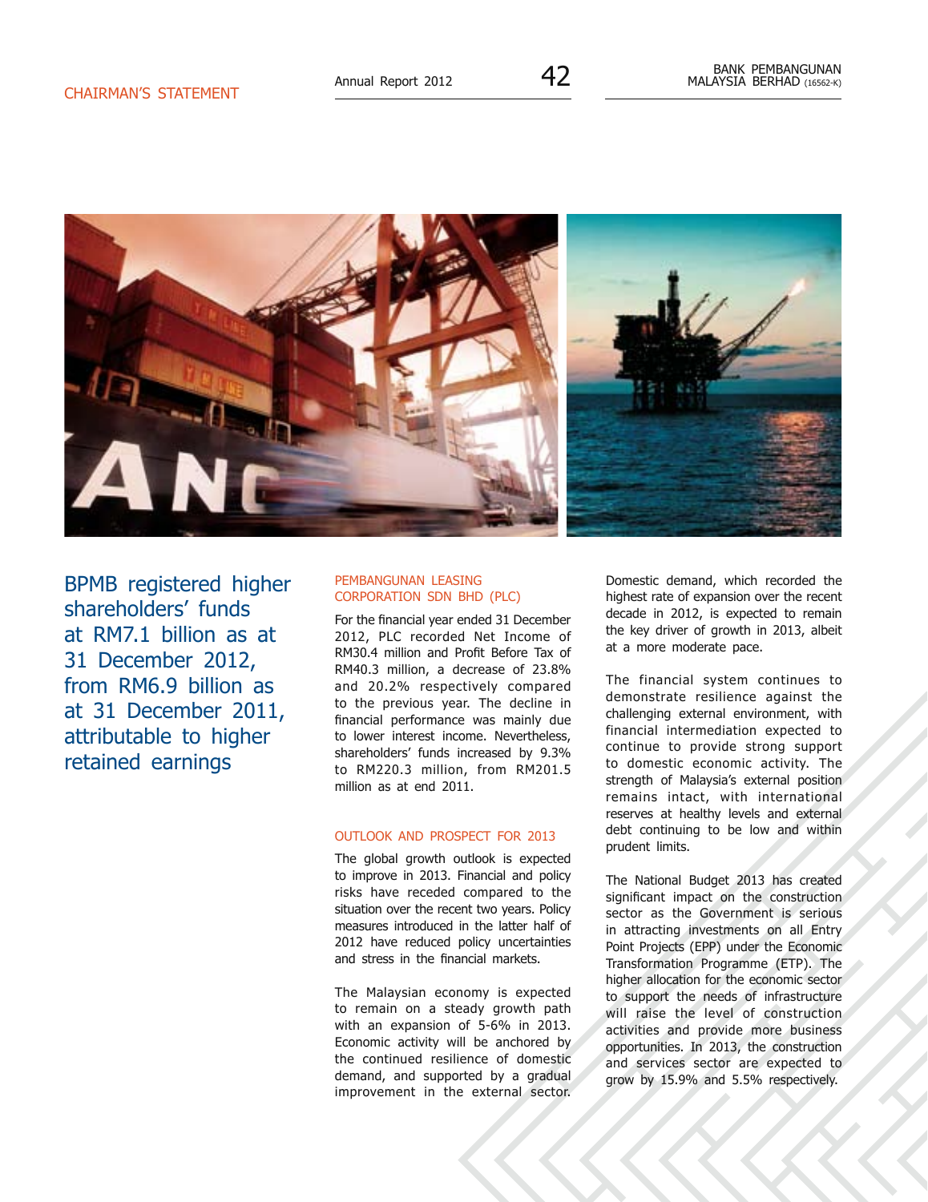BPMB registered higher shareholders' funds at RM7.1 billion as at 31 December 2012, from RM6.9 billion as at 31 December 2011, attributable to higher retained earnings

## PEMBANGUNAN LEASING CORPORATION SDN BHD (PLC)

For the financial year ended 31 December 2012, PLC recorded Net Income of RM30.4 million and Profit Before Tax of RM40.3 million, a decrease of 23.8% and 20.2% respectively compared to the previous year. The decline in financial performance was mainly due to lower interest income. Nevertheless, shareholders' funds increased by 9.3% to RM220.3 million, from RM201.5 million as at end 2011.

## OUTLOOK AND PROSPECT FOR 2013

The global growth outlook is expected to improve in 2013. Financial and policy risks have receded compared to the situation over the recent two years. Policy measures introduced in the latter half of 2012 have reduced policy uncertainties and stress in the financial markets.

The Malaysian economy is expected to remain on a steady growth path with an expansion of 5-6% in 2013. Economic activity will be anchored by the continued resilience of domestic demand, and supported by a gradual improvement in the external sector.

Domestic demand, which recorded the highest rate of expansion over the recent decade in 2012, is expected to remain the key driver of growth in 2013, albeit at a more moderate pace.

The financial system continues to demonstrate resilience against the challenging external environment, with financial intermediation expected to continue to provide strong support to domestic economic activity. The strength of Malaysia's external position remains intact, with international reserves at healthy levels and external debt continuing to be low and within prudent limits.

The National Budget 2013 has created significant impact on the construction sector as the Government is serious in attracting investments on all Entry Point Projects (EPP) under the Economic Transformation Programme (ETP). The higher allocation for the economic sector to support the needs of infrastructure will raise the level of construction activities and provide more business opportunities. In 2013, the construction and services sector are expected to grow by 15.9% and 5.5% respectively.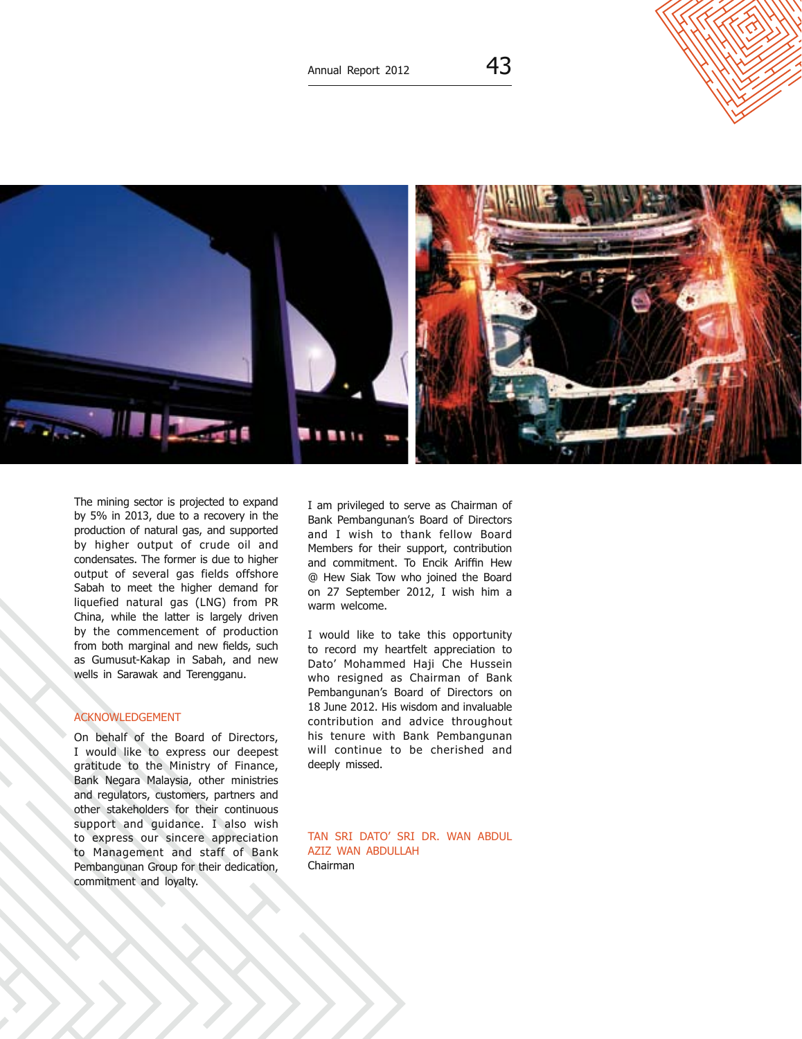The mining sector is projected to expand by 5% in 2013, due to a recovery in the production of natural gas, and supported by higher output of crude oil and condensates. The former is due to higher output of several gas fields offshore Sabah to meet the higher demand for liquefied natural gas (LNG) from PR China, while the latter is largely driven by the commencement of production from both marginal and new fields, such as Gumusut-Kakap in Sabah, and new wells in Sarawak and Terengganu.

## ACKNOWLEDGEMENT

On behalf of the Board of Directors, I would like to express our deepest gratitude to the Ministry of Finance, Bank Negara Malaysia, other ministries and regulators, customers, partners and other stakeholders for their continuous support and guidance. I also wish to express our sincere appreciation to Management and staff of Bank Pembangunan Group for their dedication, commitment and loyalty.

I am privileged to serve as Chairman of Bank Pembangunan's Board of Directors and I wish to thank fellow Board Members for their support, contribution and commitment. To Encik Ariffin Hew @ Hew Siak Tow who joined the Board on 27 September 2012, I wish him a warm welcome.

I would like to take this opportunity to record my heartfelt appreciation to Dato' Mohammed Haji Che Hussein who resigned as Chairman of Bank Pembangunan's Board of Directors on 18 June 2012. His wisdom and invaluable contribution and advice throughout his tenure with Bank Pembangunan will continue to be cherished and deeply missed.

TAN SRI DATO' SRI DR. WAN ABDUL AZIZ WAN ABDULLAH
Chairman